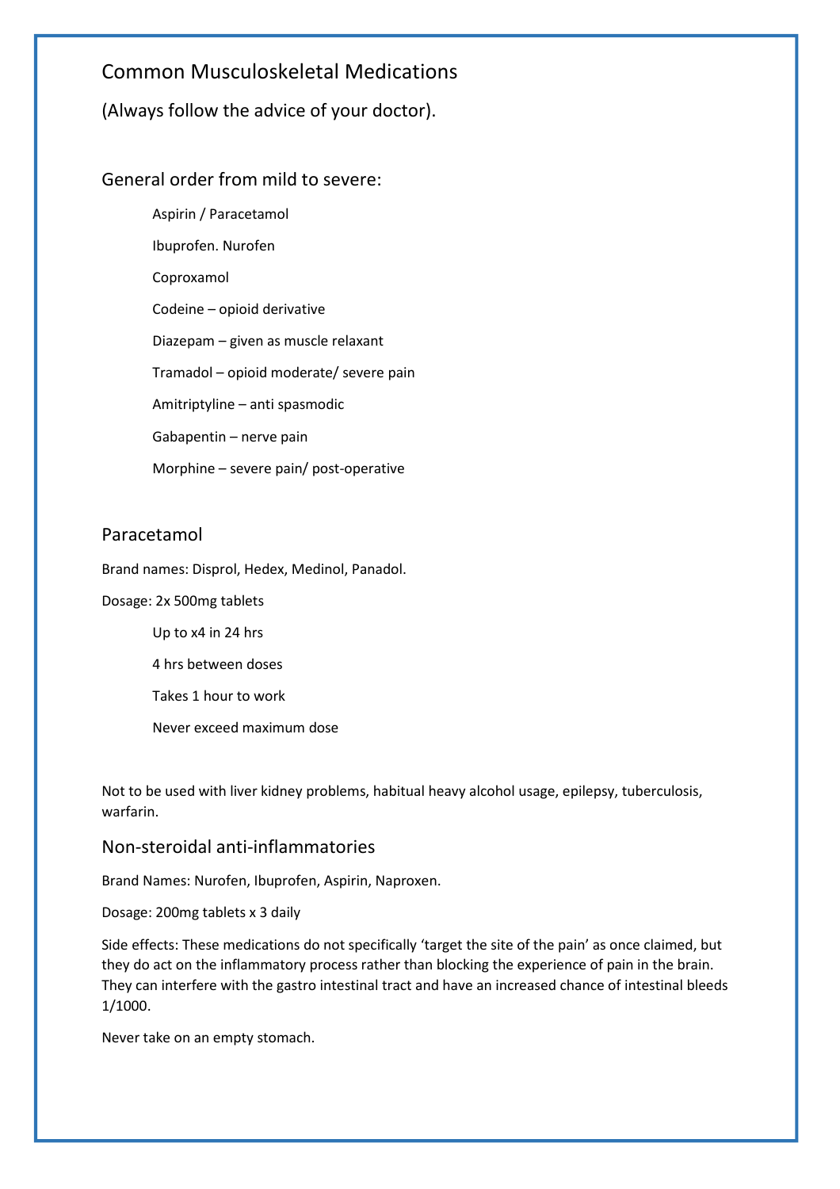# Common Musculoskeletal Medications

(Always follow the advice of your doctor).

## General order from mild to severe:

- Aspirin / Paracetamol
- Ibuprofen. Nurofen
- Coproxamol
- Codeine – opioid derivative
- Diazepam – given as muscle relaxant
- Tramadol – opioid moderate/ severe pain
- Amitriptyline – anti spasmodic
- Gabapentin – nerve pain
- Morphine – severe pain/ post-operative

## Paracetamol

Brand names: Disprol, Hedex, Medinol, Panadol.

Dosage: 2x 500mg tablets

- Up to x4 in 24 hrs
- 4 hrs between doses
- Takes 1 hour to work
- Never exceed maximum dose

Not to be used with liver kidney problems, habitual heavy alcohol usage, epilepsy, tuberculosis, warfarin.

## Non-steroidal anti-inflammatories

Brand Names: Nurofen, Ibuprofen, Aspirin, Naproxen.

Dosage: 200mg tablets x 3 daily

Side effects: These medications do not specifically 'target the site of the pain' as once claimed, but they do act on the inflammatory process rather than blocking the experience of pain in the brain. They can interfere with the gastro intestinal tract and have an increased chance of intestinal bleeds 1/1000.

Never take on an empty stomach.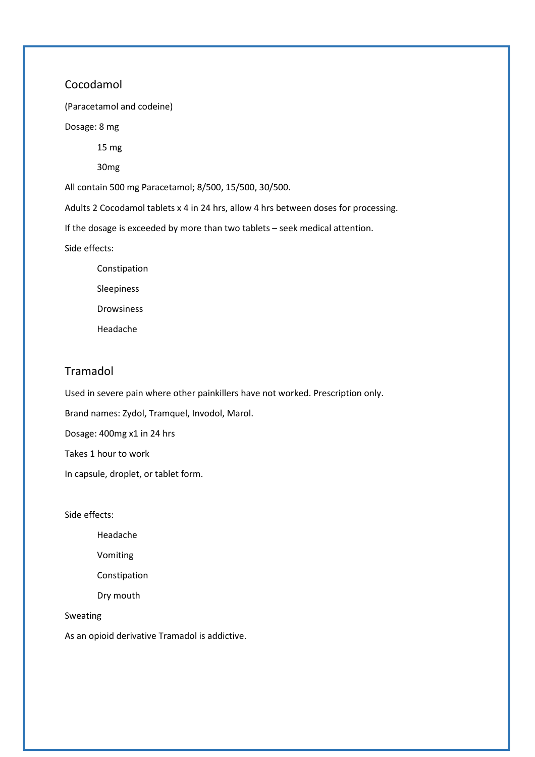## Cocodamol

(Paracetamol and codeine)

Dosage: 8 mg

- 15 mg
- 30mg

All contain 500 mg Paracetamol; 8/500, 15/500, 30/500.

Adults 2 Cocodamol tablets x 4 in 24 hrs, allow 4 hrs between doses for processing.

If the dosage is exceeded by more than two tablets – seek medical attention.

Side effects:

- Constipation
- Sleepiness
- Drowsiness
- Headache

## Tramadol

Used in severe pain where other painkillers have not worked. Prescription only.

Brand names: Zydol, Tramquel, Invodol, Marol.

Dosage: 400mg x1 in 24 hrs

Takes 1 hour to work

In capsule, droplet, or tablet form.

Side effects:

- Headache
- Vomiting
- Constipation
- Dry mouth

Sweating

As an opioid derivative Tramadol is addictive.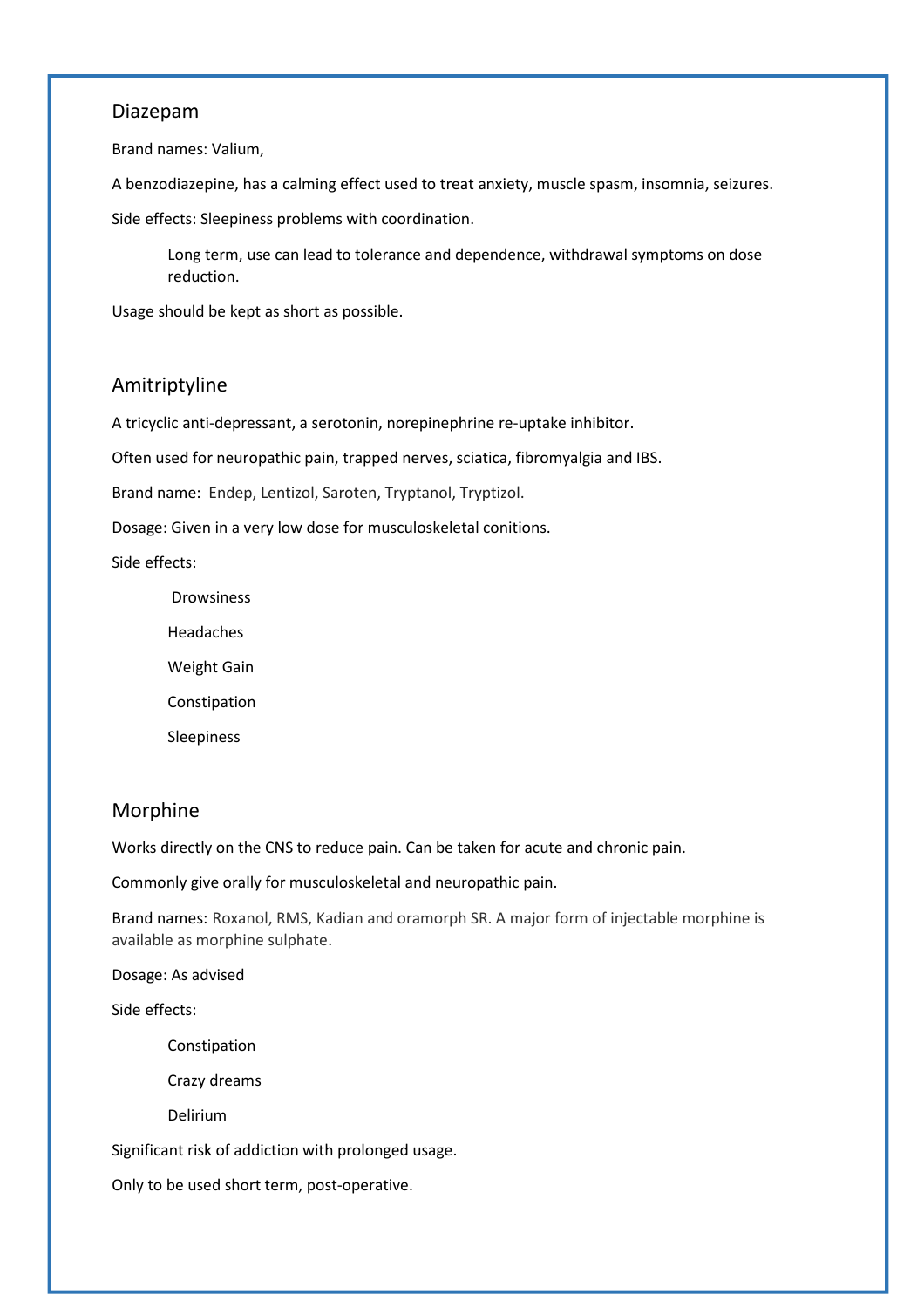## Diazepam

Brand names: Valium,

A benzodiazepine, has a calming effect used to treat anxiety, muscle spasm, insomnia, seizures.

Side effects: Sleepiness problems with coordination.

> Long term, use can lead to tolerance and dependence, withdrawal symptoms on dose reduction.

Usage should be kept as short as possible.

## Amitriptyline

A tricyclic anti-depressant, a serotonin, norepinephrine re-uptake inhibitor.

Often used for neuropathic pain, trapped nerves, sciatica, fibromyalgia and IBS.

Brand name: Endep, Lentizol, Saroten, Tryptanol, Tryptizol.

Dosage: Given in a very low dose for musculoskeletal conitions.

Side effects:

- Drowsiness
- Headaches
- Weight Gain
- Constipation
- Sleepiness

## Morphine

Works directly on the CNS to reduce pain. Can be taken for acute and chronic pain.

Commonly give orally for musculoskeletal and neuropathic pain.

Brand names: Roxanol, RMS, Kadian and oramorph SR. A major form of injectable morphine is available as morphine sulphate.

Dosage: As advised

Side effects:

- Constipation
- Crazy dreams
- Delirium

Significant risk of addiction with prolonged usage.

Only to be used short term, post-operative.